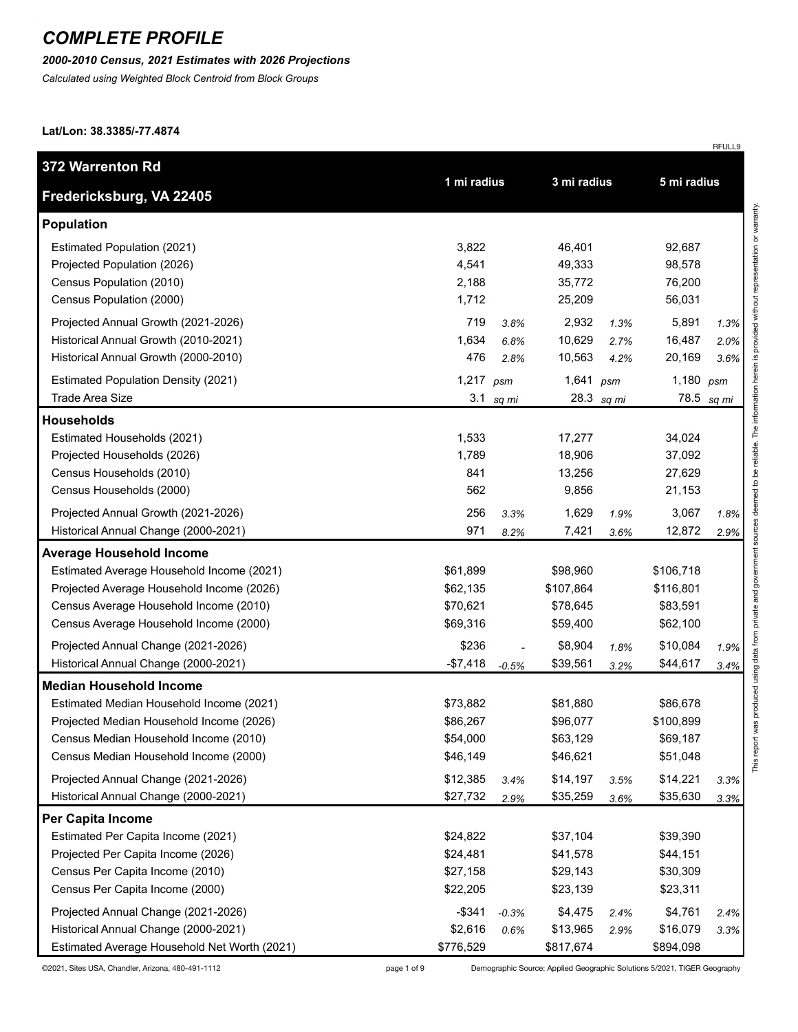# COMPLETE PROFILE

***2000-2010 Census, 2021 Estimates with 2026 Projections***

*Calculated using Weighted Block Centroid from Block Groups*

**Lat/Lon: 38.3385/-77.4874**

RFULL9

| **372 Warrenton Rd Fredericksburg, VA 22405** | **1 mi radius** | | **3 mi radius** | | **5 mi radius** | |
|---|---|---|---|---|---|---|
| **Population** | | | | | | |
| Estimated Population (2021) | 3,822 | | 46,401 | | 92,687 | |
| Projected Population (2026) | 4,541 | | 49,333 | | 98,578 | |
| Census Population (2010) | 2,188 | | 35,772 | | 76,200 | |
| Census Population (2000) | 1,712 | | 25,209 | | 56,031 | |
| Projected Annual Growth (2021-2026) | 719 | *3.8%* | 2,932 | *1.3%* | 5,891 | *1.3%* |
| Historical Annual Growth (2010-2021) | 1,634 | *6.8%* | 10,629 | *2.7%* | 16,487 | *2.0%* |
| Historical Annual Growth (2000-2010) | 476 | *2.8%* | 10,563 | *4.2%* | 20,169 | *3.6%* |
| Estimated Population Density (2021) | 1,217 | *psm* | 1,641 | *psm* | 1,180 | *psm* |
| Trade Area Size | 3.1 | *sq mi* | 28.3 | *sq mi* | 78.5 | *sq mi* |
| **Households** | | | | | | |
| Estimated Households (2021) | 1,533 | | 17,277 | | 34,024 | |
| Projected Households (2026) | 1,789 | | 18,906 | | 37,092 | |
| Census Households (2010) | 841 | | 13,256 | | 27,629 | |
| Census Households (2000) | 562 | | 9,856 | | 21,153 | |
| Projected Annual Growth (2021-2026) | 256 | *3.3%* | 1,629 | *1.9%* | 3,067 | *1.8%* |
| Historical Annual Change (2000-2021) | 971 | *8.2%* | 7,421 | *3.6%* | 12,872 | *2.9%* |
| **Average Household Income** | | | | | | |
| Estimated Average Household Income (2021) | $61,899 | | $98,960 | | $106,718 | |
| Projected Average Household Income (2026) | $62,135 | | $107,864 | | $116,801 | |
| Census Average Household Income (2010) | $70,621 | | $78,645 | | $83,591 | |
| Census Average Household Income (2000) | $69,316 | | $59,400 | | $62,100 | |
| Projected Annual Change (2021-2026) | $236 | - | $8,904 | *1.8%* | $10,084 | *1.9%* |
| Historical Annual Change (2000-2021) | -$7,418 | *-0.5%* | $39,561 | *3.2%* | $44,617 | *3.4%* |
| **Median Household Income** | | | | | | |
| Estimated Median Household Income (2021) | $73,882 | | $81,880 | | $86,678 | |
| Projected Median Household Income (2026) | $86,267 | | $96,077 | | $100,899 | |
| Census Median Household Income (2010) | $54,000 | | $63,129 | | $69,187 | |
| Census Median Household Income (2000) | $46,149 | | $46,621 | | $51,048 | |
| Projected Annual Change (2021-2026) | $12,385 | *3.4%* | $14,197 | *3.5%* | $14,221 | *3.3%* |
| Historical Annual Change (2000-2021) | $27,732 | *2.9%* | $35,259 | *3.6%* | $35,630 | *3.3%* |
| **Per Capita Income** | | | | | | |
| Estimated Per Capita Income (2021) | $24,822 | | $37,104 | | $39,390 | |
| Projected Per Capita Income (2026) | $24,481 | | $41,578 | | $44,151 | |
| Census Per Capita Income (2010) | $27,158 | | $29,143 | | $30,309 | |
| Census Per Capita Income (2000) | $22,205 | | $23,139 | | $23,311 | |
| Projected Annual Change (2021-2026) | -$341 | *-0.3%* | $4,475 | *2.4%* | $4,761 | *2.4%* |
| Historical Annual Change (2000-2021) | $2,616 | *0.6%* | $13,965 | *2.9%* | $16,079 | *3.3%* |
| Estimated Average Household Net Worth (2021) | $776,529 | | $817,674 | | $894,098 | |

This report was produced using data from private and government sources deemed to be reliable. The information herein is provided without representation or warranty.

©2021, Sites USA, Chandler, Arizona, 480-491-1112

Demographic Source: Applied Geographic Solutions 5/2021, TIGER Geography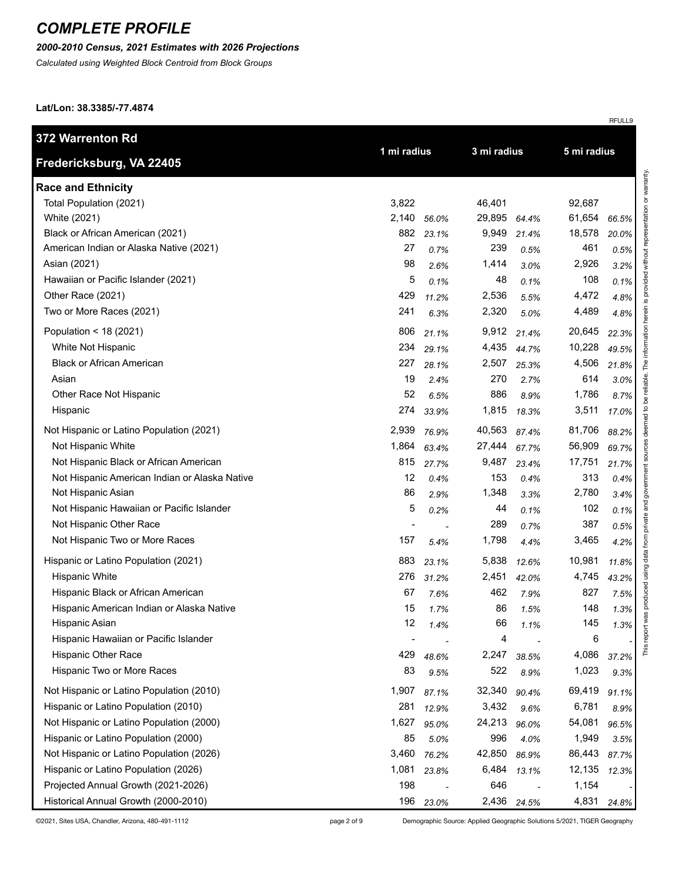# COMPLETE PROFILE

***2000-2010 Census, 2021 Estimates with 2026 Projections***

*Calculated using Weighted Block Centroid from Block Groups*

**Lat/Lon: 38.3385/-77.4874**

RFULL9

| **372 Warrenton Rd Fredericksburg, VA 22405** | **1 mi radius** | | **3 mi radius** | | **5 mi radius** | |
|---|---|---|---|---|---|---|
| **Race and Ethnicity** | | | | | | |
| Total Population (2021) | 3,822 | | 46,401 | | 92,687 | |
| White (2021) | 2,140 | *56.0%* | 29,895 | *64.4%* | 61,654 | *66.5%* |
| Black or African American (2021) | 882 | *23.1%* | 9,949 | *21.4%* | 18,578 | *20.0%* |
| American Indian or Alaska Native (2021) | 27 | *0.7%* | 239 | *0.5%* | 461 | *0.5%* |
| Asian (2021) | 98 | *2.6%* | 1,414 | *3.0%* | 2,926 | *3.2%* |
| Hawaiian or Pacific Islander (2021) | 5 | *0.1%* | 48 | *0.1%* | 108 | *0.1%* |
| Other Race (2021) | 429 | *11.2%* | 2,536 | *5.5%* | 4,472 | *4.8%* |
| Two or More Races (2021) | 241 | *6.3%* | 2,320 | *5.0%* | 4,489 | *4.8%* |
| Population < 18 (2021) | 806 | *21.1%* | 9,912 | *21.4%* | 20,645 | *22.3%* |
| White Not Hispanic | 234 | *29.1%* | 4,435 | *44.7%* | 10,228 | *49.5%* |
| Black or African American | 227 | *28.1%* | 2,507 | *25.3%* | 4,506 | *21.8%* |
| Asian | 19 | *2.4%* | 270 | *2.7%* | 614 | *3.0%* |
| Other Race Not Hispanic | 52 | *6.5%* | 886 | *8.9%* | 1,786 | *8.7%* |
| Hispanic | 274 | *33.9%* | 1,815 | *18.3%* | 3,511 | *17.0%* |
| Not Hispanic or Latino Population (2021) | 2,939 | *76.9%* | 40,563 | *87.4%* | 81,706 | *88.2%* |
| Not Hispanic White | 1,864 | *63.4%* | 27,444 | *67.7%* | 56,909 | *69.7%* |
| Not Hispanic Black or African American | 815 | *27.7%* | 9,487 | *23.4%* | 17,751 | *21.7%* |
| Not Hispanic American Indian or Alaska Native | 12 | *0.4%* | 153 | *0.4%* | 313 | *0.4%* |
| Not Hispanic Asian | 86 | *2.9%* | 1,348 | *3.3%* | 2,780 | *3.4%* |
| Not Hispanic Hawaiian or Pacific Islander | 5 | *0.2%* | 44 | *0.1%* | 102 | *0.1%* |
| Not Hispanic Other Race | - | - | 289 | *0.7%* | 387 | *0.5%* |
| Not Hispanic Two or More Races | 157 | *5.4%* | 1,798 | *4.4%* | 3,465 | *4.2%* |
| Hispanic or Latino Population (2021) | 883 | *23.1%* | 5,838 | *12.6%* | 10,981 | *11.8%* |
| Hispanic White | 276 | *31.2%* | 2,451 | *42.0%* | 4,745 | *43.2%* |
| Hispanic Black or African American | 67 | *7.6%* | 462 | *7.9%* | 827 | *7.5%* |
| Hispanic American Indian or Alaska Native | 15 | *1.7%* | 86 | *1.5%* | 148 | *1.3%* |
| Hispanic Asian | 12 | *1.4%* | 66 | *1.1%* | 145 | *1.3%* |
| Hispanic Hawaiian or Pacific Islander | - | - | 4 | - | 6 | - |
| Hispanic Other Race | 429 | *48.6%* | 2,247 | *38.5%* | 4,086 | *37.2%* |
| Hispanic Two or More Races | 83 | *9.5%* | 522 | *8.9%* | 1,023 | *9.3%* |
| Not Hispanic or Latino Population (2010) | 1,907 | *87.1%* | 32,340 | *90.4%* | 69,419 | *91.1%* |
| Hispanic or Latino Population (2010) | 281 | *12.9%* | 3,432 | *9.6%* | 6,781 | *8.9%* |
| Not Hispanic or Latino Population (2000) | 1,627 | *95.0%* | 24,213 | *96.0%* | 54,081 | *96.5%* |
| Hispanic or Latino Population (2000) | 85 | *5.0%* | 996 | *4.0%* | 1,949 | *3.5%* |
| Not Hispanic or Latino Population (2026) | 3,460 | *76.2%* | 42,850 | *86.9%* | 86,443 | *87.7%* |
| Hispanic or Latino Population (2026) | 1,081 | *23.8%* | 6,484 | *13.1%* | 12,135 | *12.3%* |
| Projected Annual Growth (2021-2026) | 198 | - | 646 | - | 1,154 | - |
| Historical Annual Growth (2000-2010) | 196 | *23.0%* | 2,436 | *24.5%* | 4,831 | *24.8%* |

This report was produced using data from private and government sources deemed to be reliable. The information herein is provided without representation or warranty.

©2021, Sites USA, Chandler, Arizona, 480-491-1112

Demographic Source: Applied Geographic Solutions 5/2021, TIGER Geography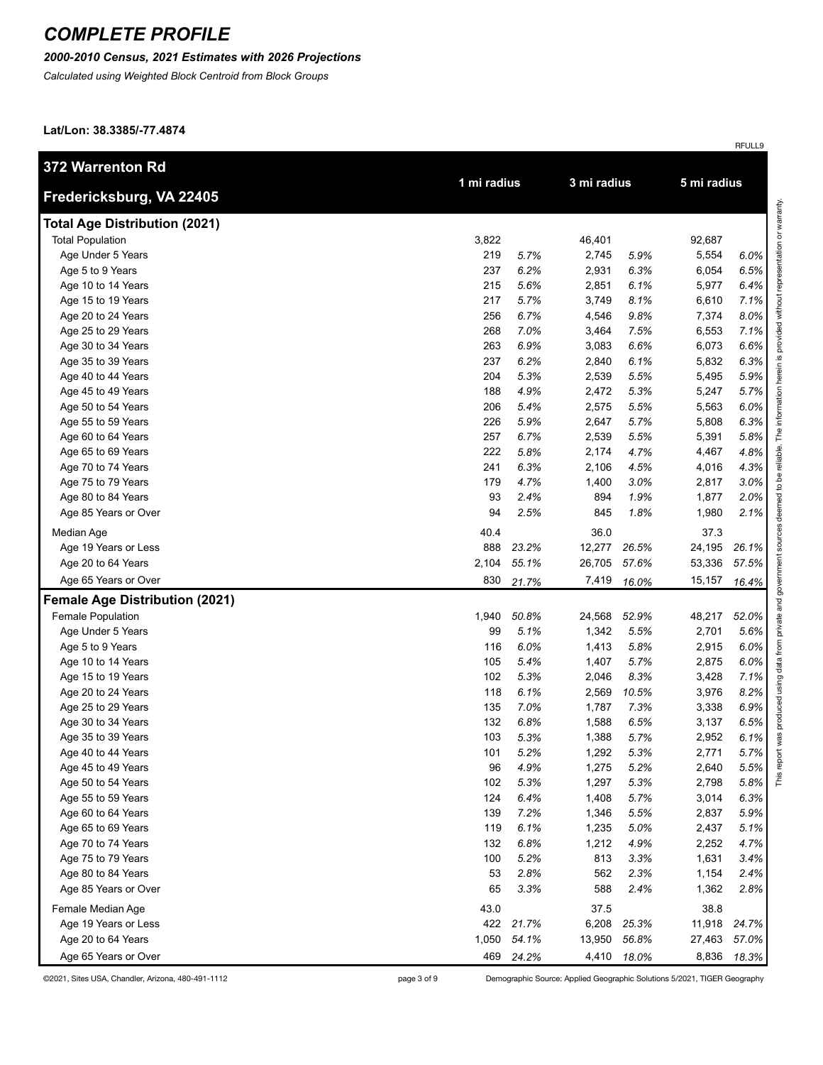# COMPLETE PROFILE

*2000-2010 Census, 2021 Estimates with 2026 Projections*

*Calculated using Weighted Block Centroid from Block Groups*

**Lat/Lon: 38.3385/-77.4874**

RFULL9

| 372 Warrenton Rd<br>Fredericksburg, VA 22405 | 1 mi radius | | 3 mi radius | | 5 mi radius | |
|---|---|---|---|---|---|---|
| **Total Age Distribution (2021)** | | | | | | |
| Total Population | 3,822 | | 46,401 | | 92,687 | |
| Age Under 5 Years | 219 | 5.7% | 2,745 | 5.9% | 5,554 | 6.0% |
| Age 5 to 9 Years | 237 | 6.2% | 2,931 | 6.3% | 6,054 | 6.5% |
| Age 10 to 14 Years | 215 | 5.6% | 2,851 | 6.1% | 5,977 | 6.4% |
| Age 15 to 19 Years | 217 | 5.7% | 3,749 | 8.1% | 6,610 | 7.1% |
| Age 20 to 24 Years | 256 | 6.7% | 4,546 | 9.8% | 7,374 | 8.0% |
| Age 25 to 29 Years | 268 | 7.0% | 3,464 | 7.5% | 6,553 | 7.1% |
| Age 30 to 34 Years | 263 | 6.9% | 3,083 | 6.6% | 6,073 | 6.6% |
| Age 35 to 39 Years | 237 | 6.2% | 2,840 | 6.1% | 5,832 | 6.3% |
| Age 40 to 44 Years | 204 | 5.3% | 2,539 | 5.5% | 5,495 | 5.9% |
| Age 45 to 49 Years | 188 | 4.9% | 2,472 | 5.3% | 5,247 | 5.7% |
| Age 50 to 54 Years | 206 | 5.4% | 2,575 | 5.5% | 5,563 | 6.0% |
| Age 55 to 59 Years | 226 | 5.9% | 2,647 | 5.7% | 5,808 | 6.3% |
| Age 60 to 64 Years | 257 | 6.7% | 2,539 | 5.5% | 5,391 | 5.8% |
| Age 65 to 69 Years | 222 | 5.8% | 2,174 | 4.7% | 4,467 | 4.8% |
| Age 70 to 74 Years | 241 | 6.3% | 2,106 | 4.5% | 4,016 | 4.3% |
| Age 75 to 79 Years | 179 | 4.7% | 1,400 | 3.0% | 2,817 | 3.0% |
| Age 80 to 84 Years | 93 | 2.4% | 894 | 1.9% | 1,877 | 2.0% |
| Age 85 Years or Over | 94 | 2.5% | 845 | 1.8% | 1,980 | 2.1% |
| Median Age | 40.4 | | 36.0 | | 37.3 | |
| Age 19 Years or Less | 888 | 23.2% | 12,277 | 26.5% | 24,195 | 26.1% |
| Age 20 to 64 Years | 2,104 | 55.1% | 26,705 | 57.6% | 53,336 | 57.5% |
| Age 65 Years or Over | 830 | 21.7% | 7,419 | 16.0% | 15,157 | 16.4% |
| **Female Age Distribution (2021)** | | | | | | |
| Female Population | 1,940 | 50.8% | 24,568 | 52.9% | 48,217 | 52.0% |
| Age Under 5 Years | 99 | 5.1% | 1,342 | 5.5% | 2,701 | 5.6% |
| Age 5 to 9 Years | 116 | 6.0% | 1,413 | 5.8% | 2,915 | 6.0% |
| Age 10 to 14 Years | 105 | 5.4% | 1,407 | 5.7% | 2,875 | 6.0% |
| Age 15 to 19 Years | 102 | 5.3% | 2,046 | 8.3% | 3,428 | 7.1% |
| Age 20 to 24 Years | 118 | 6.1% | 2,569 | 10.5% | 3,976 | 8.2% |
| Age 25 to 29 Years | 135 | 7.0% | 1,787 | 7.3% | 3,338 | 6.9% |
| Age 30 to 34 Years | 132 | 6.8% | 1,588 | 6.5% | 3,137 | 6.5% |
| Age 35 to 39 Years | 103 | 5.3% | 1,388 | 5.7% | 2,952 | 6.1% |
| Age 40 to 44 Years | 101 | 5.2% | 1,292 | 5.3% | 2,771 | 5.7% |
| Age 45 to 49 Years | 96 | 4.9% | 1,275 | 5.2% | 2,640 | 5.5% |
| Age 50 to 54 Years | 102 | 5.3% | 1,297 | 5.3% | 2,798 | 5.8% |
| Age 55 to 59 Years | 124 | 6.4% | 1,408 | 5.7% | 3,014 | 6.3% |
| Age 60 to 64 Years | 139 | 7.2% | 1,346 | 5.5% | 2,837 | 5.9% |
| Age 65 to 69 Years | 119 | 6.1% | 1,235 | 5.0% | 2,437 | 5.1% |
| Age 70 to 74 Years | 132 | 6.8% | 1,212 | 4.9% | 2,252 | 4.7% |
| Age 75 to 79 Years | 100 | 5.2% | 813 | 3.3% | 1,631 | 3.4% |
| Age 80 to 84 Years | 53 | 2.8% | 562 | 2.3% | 1,154 | 2.4% |
| Age 85 Years or Over | 65 | 3.3% | 588 | 2.4% | 1,362 | 2.8% |
| Female Median Age | 43.0 | | 37.5 | | 38.8 | |
| Age 19 Years or Less | 422 | 21.7% | 6,208 | 25.3% | 11,918 | 24.7% |
| Age 20 to 64 Years | 1,050 | 54.1% | 13,950 | 56.8% | 27,463 | 57.0% |
| Age 65 Years or Over | 469 | 24.2% | 4,410 | 18.0% | 8,836 | 18.3% |

This report was produced using data from private and government sources deemed to be reliable. The information herein is provided without representation or warranty.

©2021, Sites USA, Chandler, Arizona, 480-491-1112

Demographic Source: Applied Geographic Solutions 5/2021, TIGER Geography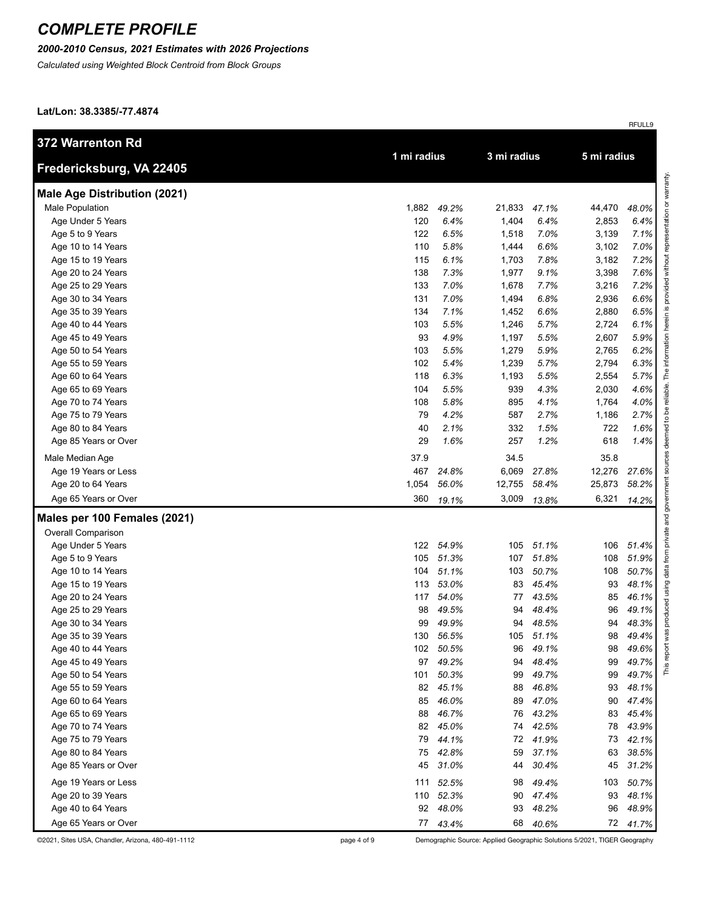# COMPLETE PROFILE

***2000-2010 Census, 2021 Estimates with 2026 Projections***

*Calculated using Weighted Block Centroid from Block Groups*

**Lat/Lon: 38.3385/-77.4874**

RFULL9

| **372 Warrenton Rd Fredericksburg, VA 22405** | 1 mi radius | | 3 mi radius | | 5 mi radius | |
|---|---|---|---|---|---|---|
| **Male Age Distribution (2021)** | | | | | | |
| Male Population | 1,882 | *49.2%* | 21,833 | *47.1%* | 44,470 | *48.0%* |
| Age Under 5 Years | 120 | *6.4%* | 1,404 | *6.4%* | 2,853 | *6.4%* |
| Age 5 to 9 Years | 122 | *6.5%* | 1,518 | *7.0%* | 3,139 | *7.1%* |
| Age 10 to 14 Years | 110 | *5.8%* | 1,444 | *6.6%* | 3,102 | *7.0%* |
| Age 15 to 19 Years | 115 | *6.1%* | 1,703 | *7.8%* | 3,182 | *7.2%* |
| Age 20 to 24 Years | 138 | *7.3%* | 1,977 | *9.1%* | 3,398 | *7.6%* |
| Age 25 to 29 Years | 133 | *7.0%* | 1,678 | *7.7%* | 3,216 | *7.2%* |
| Age 30 to 34 Years | 131 | *7.0%* | 1,494 | *6.8%* | 2,936 | *6.6%* |
| Age 35 to 39 Years | 134 | *7.1%* | 1,452 | *6.6%* | 2,880 | *6.5%* |
| Age 40 to 44 Years | 103 | *5.5%* | 1,246 | *5.7%* | 2,724 | *6.1%* |
| Age 45 to 49 Years | 93 | *4.9%* | 1,197 | *5.5%* | 2,607 | *5.9%* |
| Age 50 to 54 Years | 103 | *5.5%* | 1,279 | *5.9%* | 2,765 | *6.2%* |
| Age 55 to 59 Years | 102 | *5.4%* | 1,239 | *5.7%* | 2,794 | *6.3%* |
| Age 60 to 64 Years | 118 | *6.3%* | 1,193 | *5.5%* | 2,554 | *5.7%* |
| Age 65 to 69 Years | 104 | *5.5%* | 939 | *4.3%* | 2,030 | *4.6%* |
| Age 70 to 74 Years | 108 | *5.8%* | 895 | *4.1%* | 1,764 | *4.0%* |
| Age 75 to 79 Years | 79 | *4.2%* | 587 | *2.7%* | 1,186 | *2.7%* |
| Age 80 to 84 Years | 40 | *2.1%* | 332 | *1.5%* | 722 | *1.6%* |
| Age 85 Years or Over | 29 | *1.6%* | 257 | *1.2%* | 618 | *1.4%* |
| Male Median Age | 37.9 | | 34.5 | | 35.8 | |
| Age 19 Years or Less | 467 | *24.8%* | 6,069 | *27.8%* | 12,276 | *27.6%* |
| Age 20 to 64 Years | 1,054 | *56.0%* | 12,755 | *58.4%* | 25,873 | *58.2%* |
| Age 65 Years or Over | 360 | *19.1%* | 3,009 | *13.8%* | 6,321 | *14.2%* |
| **Males per 100 Females (2021)** | | | | | | |
| Overall Comparison | | | | | | |
| Age Under 5 Years | 122 | *54.9%* | 105 | *51.1%* | 106 | *51.4%* |
| Age 5 to 9 Years | 105 | *51.3%* | 107 | *51.8%* | 108 | *51.9%* |
| Age 10 to 14 Years | 104 | *51.1%* | 103 | *50.7%* | 108 | *50.7%* |
| Age 15 to 19 Years | 113 | *53.0%* | 83 | *45.4%* | 93 | *48.1%* |
| Age 20 to 24 Years | 117 | *54.0%* | 77 | *43.5%* | 85 | *46.1%* |
| Age 25 to 29 Years | 98 | *49.5%* | 94 | *48.4%* | 96 | *49.1%* |
| Age 30 to 34 Years | 99 | *49.9%* | 94 | *48.5%* | 94 | *48.3%* |
| Age 35 to 39 Years | 130 | *56.5%* | 105 | *51.1%* | 98 | *49.4%* |
| Age 40 to 44 Years | 102 | *50.5%* | 96 | *49.1%* | 98 | *49.6%* |
| Age 45 to 49 Years | 97 | *49.2%* | 94 | *48.4%* | 99 | *49.7%* |
| Age 50 to 54 Years | 101 | *50.3%* | 99 | *49.7%* | 99 | *49.7%* |
| Age 55 to 59 Years | 82 | *45.1%* | 88 | *46.8%* | 93 | *48.1%* |
| Age 60 to 64 Years | 85 | *46.0%* | 89 | *47.0%* | 90 | *47.4%* |
| Age 65 to 69 Years | 88 | *46.7%* | 76 | *43.2%* | 83 | *45.4%* |
| Age 70 to 74 Years | 82 | *45.0%* | 74 | *42.5%* | 78 | *43.9%* |
| Age 75 to 79 Years | 79 | *44.1%* | 72 | *41.9%* | 73 | *42.1%* |
| Age 80 to 84 Years | 75 | *42.8%* | 59 | *37.1%* | 63 | *38.5%* |
| Age 85 Years or Over | 45 | *31.0%* | 44 | *30.4%* | 45 | *31.2%* |
| Age 19 Years or Less | 111 | *52.5%* | 98 | *49.4%* | 103 | *50.7%* |
| Age 20 to 39 Years | 110 | *52.3%* | 90 | *47.4%* | 93 | *48.1%* |
| Age 40 to 64 Years | 92 | *48.0%* | 93 | *48.2%* | 96 | *48.9%* |
| Age 65 Years or Over | 77 | *43.4%* | 68 | *40.6%* | 72 | *41.7%* |

This report was produced using data from private and government sources deemed to be reliable. The information herein is provided without representation or warranty.

©2021, Sites USA, Chandler, Arizona, 480-491-1112

Demographic Source: Applied Geographic Solutions 5/2021, TIGER Geography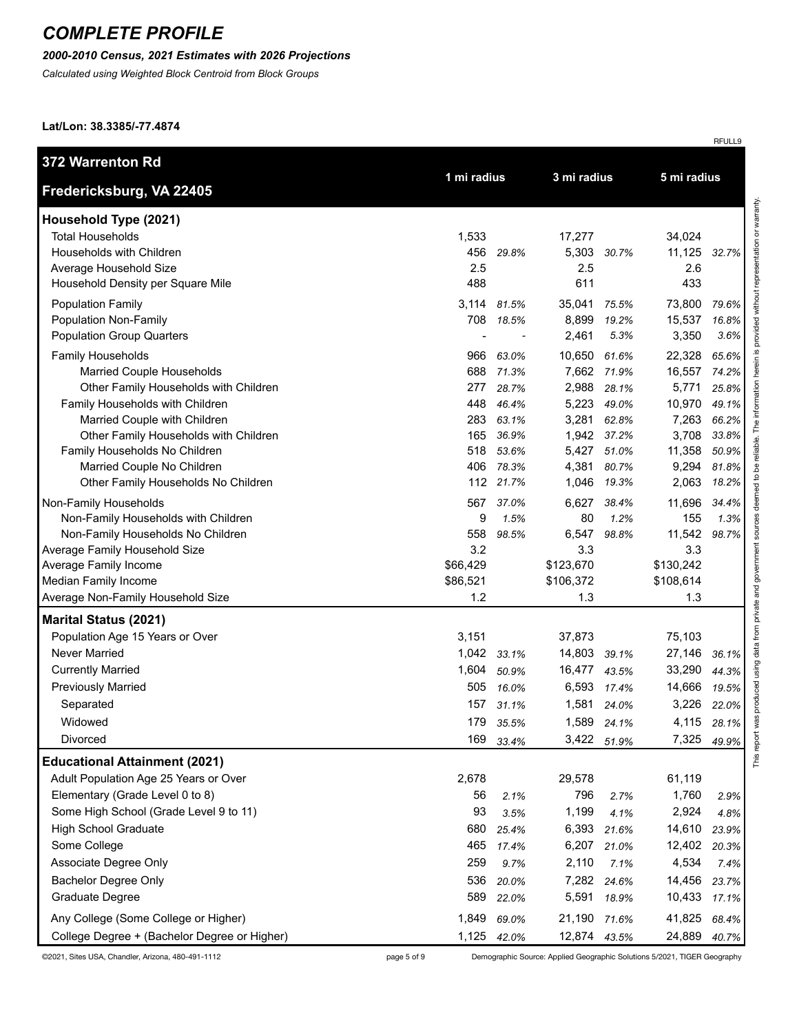# COMPLETE PROFILE

***2000-2010 Census, 2021 Estimates with 2026 Projections***

*Calculated using Weighted Block Centroid from Block Groups*

**Lat/Lon: 38.3385/-77.4874**

RFULL9

| 372 Warrenton Rd Fredericksburg, VA 22405 | 1 mi radius | | 3 mi radius | | 5 mi radius | |
|---|---|---|---|---|---|---|
| **Household Type (2021)** | | | | | | |
| Total Households | 1,533 | | 17,277 | | 34,024 | |
| Households with Children | 456 | *29.8%* | 5,303 | *30.7%* | 11,125 | *32.7%* |
| Average Household Size | 2.5 | | 2.5 | | 2.6 | |
| Household Density per Square Mile | 488 | | 611 | | 433 | |
| Population Family | 3,114 | *81.5%* | 35,041 | *75.5%* | 73,800 | *79.6%* |
| Population Non-Family | 708 | *18.5%* | 8,899 | *19.2%* | 15,537 | *16.8%* |
| Population Group Quarters | - | - | 2,461 | *5.3%* | 3,350 | *3.6%* |
| Family Households | 966 | *63.0%* | 10,650 | *61.6%* | 22,328 | *65.6%* |
| Married Couple Households | 688 | *71.3%* | 7,662 | *71.9%* | 16,557 | *74.2%* |
| Other Family Households with Children | 277 | *28.7%* | 2,988 | *28.1%* | 5,771 | *25.8%* |
| Family Households with Children | 448 | *46.4%* | 5,223 | *49.0%* | 10,970 | *49.1%* |
| Married Couple with Children | 283 | *63.1%* | 3,281 | *62.8%* | 7,263 | *66.2%* |
| Other Family Households with Children | 165 | *36.9%* | 1,942 | *37.2%* | 3,708 | *33.8%* |
| Family Households No Children | 518 | *53.6%* | 5,427 | *51.0%* | 11,358 | *50.9%* |
| Married Couple No Children | 406 | *78.3%* | 4,381 | *80.7%* | 9,294 | *81.8%* |
| Other Family Households No Children | 112 | *21.7%* | 1,046 | *19.3%* | 2,063 | *18.2%* |
| Non-Family Households | 567 | *37.0%* | 6,627 | *38.4%* | 11,696 | *34.4%* |
| Non-Family Households with Children | 9 | *1.5%* | 80 | *1.2%* | 155 | *1.3%* |
| Non-Family Households No Children | 558 | *98.5%* | 6,547 | *98.8%* | 11,542 | *98.7%* |
| Average Family Household Size | 3.2 | | 3.3 | | 3.3 | |
| Average Family Income | $66,429 | | $123,670 | | $130,242 | |
| Median Family Income | $86,521 | | $106,372 | | $108,614 | |
| Average Non-Family Household Size | 1.2 | | 1.3 | | 1.3 | |
| **Marital Status (2021)** | | | | | | |
| Population Age 15 Years or Over | 3,151 | | 37,873 | | 75,103 | |
| Never Married | 1,042 | *33.1%* | 14,803 | *39.1%* | 27,146 | *36.1%* |
| Currently Married | 1,604 | *50.9%* | 16,477 | *43.5%* | 33,290 | *44.3%* |
| Previously Married | 505 | *16.0%* | 6,593 | *17.4%* | 14,666 | *19.5%* |
| Separated | 157 | *31.1%* | 1,581 | *24.0%* | 3,226 | *22.0%* |
| Widowed | 179 | *35.5%* | 1,589 | *24.1%* | 4,115 | *28.1%* |
| Divorced | 169 | *33.4%* | 3,422 | *51.9%* | 7,325 | *49.9%* |
| **Educational Attainment (2021)** | | | | | | |
| Adult Population Age 25 Years or Over | 2,678 | | 29,578 | | 61,119 | |
| Elementary (Grade Level 0 to 8) | 56 | *2.1%* | 796 | *2.7%* | 1,760 | *2.9%* |
| Some High School (Grade Level 9 to 11) | 93 | *3.5%* | 1,199 | *4.1%* | 2,924 | *4.8%* |
| High School Graduate | 680 | *25.4%* | 6,393 | *21.6%* | 14,610 | *23.9%* |
| Some College | 465 | *17.4%* | 6,207 | *21.0%* | 12,402 | *20.3%* |
| Associate Degree Only | 259 | *9.7%* | 2,110 | *7.1%* | 4,534 | *7.4%* |
| Bachelor Degree Only | 536 | *20.0%* | 7,282 | *24.6%* | 14,456 | *23.7%* |
| Graduate Degree | 589 | *22.0%* | 5,591 | *18.9%* | 10,433 | *17.1%* |
| Any College (Some College or Higher) | 1,849 | *69.0%* | 21,190 | *71.6%* | 41,825 | *68.4%* |
| College Degree + (Bachelor Degree or Higher) | 1,125 | *42.0%* | 12,874 | *43.5%* | 24,889 | *40.7%* |

This report was produced using data from private and government sources deemed to be reliable. The information herein is provided without representation or warranty.

©2021, Sites USA, Chandler, Arizona, 480-491-1112

Demographic Source: Applied Geographic Solutions 5/2021, TIGER Geography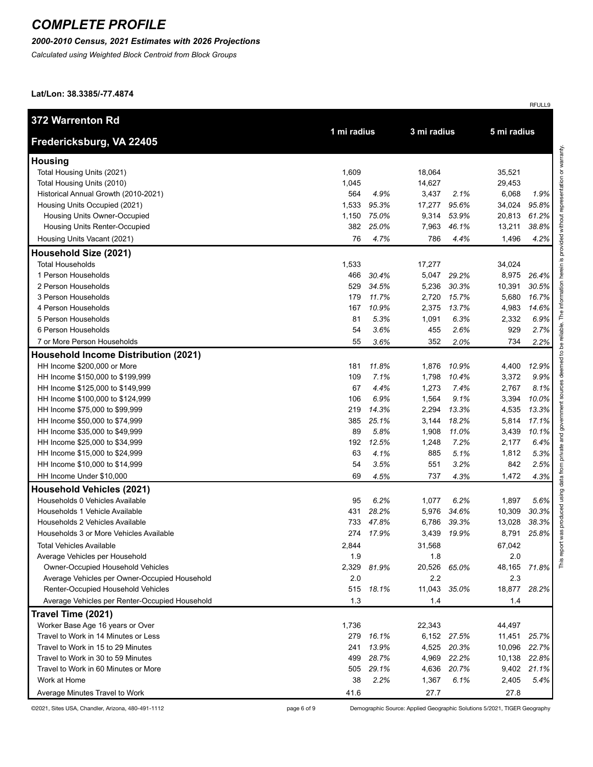# COMPLETE PROFILE

***2000-2010 Census, 2021 Estimates with 2026 Projections***

*Calculated using Weighted Block Centroid from Block Groups*

**Lat/Lon: 38.3385/-77.4874**

RFULL9

| **372 Warrenton Rd<br>Fredericksburg, VA 22405** | 1 mi radius | | 3 mi radius | | 5 mi radius | |
|---|---|---|---|---|---|---|
| **Housing** | | | | | | |
| Total Housing Units (2021) | 1,609 | | 18,064 | | 35,521 | |
| Total Housing Units (2010) | 1,045 | | 14,627 | | 29,453 | |
| Historical Annual Growth (2010-2021) | 564 | *4.9%* | 3,437 | *2.1%* | 6,068 | *1.9%* |
| Housing Units Occupied (2021) | 1,533 | *95.3%* | 17,277 | *95.6%* | 34,024 | *95.8%* |
| Housing Units Owner-Occupied | 1,150 | *75.0%* | 9,314 | *53.9%* | 20,813 | *61.2%* |
| Housing Units Renter-Occupied | 382 | *25.0%* | 7,963 | *46.1%* | 13,211 | *38.8%* |
| Housing Units Vacant (2021) | 76 | *4.7%* | 786 | *4.4%* | 1,496 | *4.2%* |
| **Household Size (2021)** | | | | | | |
| Total Households | 1,533 | | 17,277 | | 34,024 | |
| 1 Person Households | 466 | *30.4%* | 5,047 | *29.2%* | 8,975 | *26.4%* |
| 2 Person Households | 529 | *34.5%* | 5,236 | *30.3%* | 10,391 | *30.5%* |
| 3 Person Households | 179 | *11.7%* | 2,720 | *15.7%* | 5,680 | *16.7%* |
| 4 Person Households | 167 | *10.9%* | 2,375 | *13.7%* | 4,983 | *14.6%* |
| 5 Person Households | 81 | *5.3%* | 1,091 | *6.3%* | 2,332 | *6.9%* |
| 6 Person Households | 54 | *3.6%* | 455 | *2.6%* | 929 | *2.7%* |
| 7 or More Person Households | 55 | *3.6%* | 352 | *2.0%* | 734 | *2.2%* |
| **Household Income Distribution (2021)** | | | | | | |
| HH Income $200,000 or More | 181 | *11.8%* | 1,876 | *10.9%* | 4,400 | *12.9%* |
| HH Income $150,000 to $199,999 | 109 | *7.1%* | 1,798 | *10.4%* | 3,372 | *9.9%* |
| HH Income $125,000 to $149,999 | 67 | *4.4%* | 1,273 | *7.4%* | 2,767 | *8.1%* |
| HH Income $100,000 to $124,999 | 106 | *6.9%* | 1,564 | *9.1%* | 3,394 | *10.0%* |
| HH Income $75,000 to $99,999 | 219 | *14.3%* | 2,294 | *13.3%* | 4,535 | *13.3%* |
| HH Income $50,000 to $74,999 | 385 | *25.1%* | 3,144 | *18.2%* | 5,814 | *17.1%* |
| HH Income $35,000 to $49,999 | 89 | *5.8%* | 1,908 | *11.0%* | 3,439 | *10.1%* |
| HH Income $25,000 to $34,999 | 192 | *12.5%* | 1,248 | *7.2%* | 2,177 | *6.4%* |
| HH Income $15,000 to $24,999 | 63 | *4.1%* | 885 | *5.1%* | 1,812 | *5.3%* |
| HH Income $10,000 to $14,999 | 54 | *3.5%* | 551 | *3.2%* | 842 | *2.5%* |
| HH Income Under $10,000 | 69 | *4.5%* | 737 | *4.3%* | 1,472 | *4.3%* |
| **Household Vehicles (2021)** | | | | | | |
| Households 0 Vehicles Available | 95 | *6.2%* | 1,077 | *6.2%* | 1,897 | *5.6%* |
| Households 1 Vehicle Available | 431 | *28.2%* | 5,976 | *34.6%* | 10,309 | *30.3%* |
| Households 2 Vehicles Available | 733 | *47.8%* | 6,786 | *39.3%* | 13,028 | *38.3%* |
| Households 3 or More Vehicles Available | 274 | *17.9%* | 3,439 | *19.9%* | 8,791 | *25.8%* |
| Total Vehicles Available | 2,844 | | 31,568 | | 67,042 | |
| Average Vehicles per Household | 1.9 | | 1.8 | | 2.0 | |
| Owner-Occupied Household Vehicles | 2,329 | *81.9%* | 20,526 | *65.0%* | 48,165 | *71.8%* |
| Average Vehicles per Owner-Occupied Household | 2.0 | | 2.2 | | 2.3 | |
| Renter-Occupied Household Vehicles | 515 | *18.1%* | 11,043 | *35.0%* | 18,877 | *28.2%* |
| Average Vehicles per Renter-Occupied Household | 1.3 | | 1.4 | | 1.4 | |
| **Travel Time (2021)** | | | | | | |
| Worker Base Age 16 years or Over | 1,736 | | 22,343 | | 44,497 | |
| Travel to Work in 14 Minutes or Less | 279 | *16.1%* | 6,152 | *27.5%* | 11,451 | *25.7%* |
| Travel to Work in 15 to 29 Minutes | 241 | *13.9%* | 4,525 | *20.3%* | 10,096 | *22.7%* |
| Travel to Work in 30 to 59 Minutes | 499 | *28.7%* | 4,969 | *22.2%* | 10,138 | *22.8%* |
| Travel to Work in 60 Minutes or More | 505 | *29.1%* | 4,636 | *20.7%* | 9,402 | *21.1%* |
| Work at Home | 38 | *2.2%* | 1,367 | *6.1%* | 2,405 | *5.4%* |
| Average Minutes Travel to Work | 41.6 | | 27.7 | | 27.8 | |

This report was produced using data from private and government sources deemed to be reliable. The information herein is provided without representation or warranty.

©2021, Sites USA, Chandler, Arizona, 480-491-1112 — Demographic Source: Applied Geographic Solutions 5/2021, TIGER Geography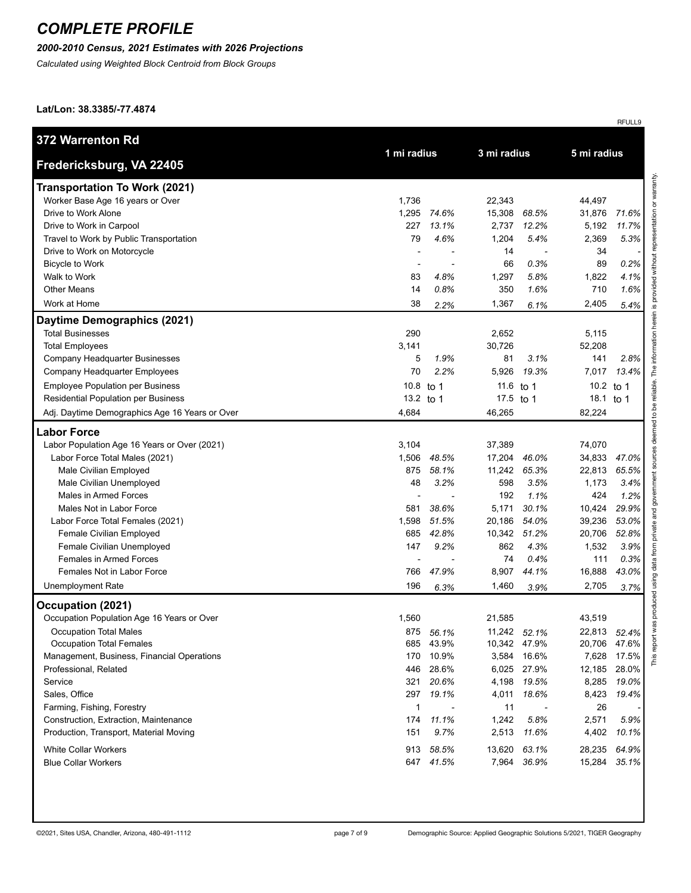# COMPLETE PROFILE

***2000-2010 Census, 2021 Estimates with 2026 Projections***

*Calculated using Weighted Block Centroid from Block Groups*

**Lat/Lon: 38.3385/-77.4874**

RFULL9

| **372 Warrenton Rd<br>Fredericksburg, VA 22405** | 1 mi radius | | 3 mi radius | | 5 mi radius | |
|---|---|---|---|---|---|---|
| **Transportation To Work (2021)** | | | | | | |
| Worker Base Age 16 years or Over | 1,736 | | 22,343 | | 44,497 | |
| Drive to Work Alone | 1,295 | *74.6%* | 15,308 | *68.5%* | 31,876 | *71.6%* |
| Drive to Work in Carpool | 227 | *13.1%* | 2,737 | *12.2%* | 5,192 | *11.7%* |
| Travel to Work by Public Transportation | 79 | *4.6%* | 1,204 | *5.4%* | 2,369 | *5.3%* |
| Drive to Work on Motorcycle | - | - | 14 | - | 34 | - |
| Bicycle to Work | - | - | 66 | *0.3%* | 89 | *0.2%* |
| Walk to Work | 83 | *4.8%* | 1,297 | *5.8%* | 1,822 | *4.1%* |
| Other Means | 14 | *0.8%* | 350 | *1.6%* | 710 | *1.6%* |
| Work at Home | 38 | *2.2%* | 1,367 | *6.1%* | 2,405 | *5.4%* |
| **Daytime Demographics (2021)** | | | | | | |
| Total Businesses | 290 | | 2,652 | | 5,115 | |
| Total Employees | 3,141 | | 30,726 | | 52,208 | |
| Company Headquarter Businesses | 5 | *1.9%* | 81 | *3.1%* | 141 | *2.8%* |
| Company Headquarter Employees | 70 | *2.2%* | 5,926 | *19.3%* | 7,017 | *13.4%* |
| Employee Population per Business | 10.8 | to 1 | 11.6 | to 1 | 10.2 | to 1 |
| Residential Population per Business | 13.2 | to 1 | 17.5 | to 1 | 18.1 | to 1 |
| Adj. Daytime Demographics Age 16 Years or Over | 4,684 | | 46,265 | | 82,224 | |
| **Labor Force** | | | | | | |
| Labor Population Age 16 Years or Over (2021) | 3,104 | | 37,389 | | 74,070 | |
| Labor Force Total Males (2021) | 1,506 | *48.5%* | 17,204 | *46.0%* | 34,833 | *47.0%* |
| Male Civilian Employed | 875 | *58.1%* | 11,242 | *65.3%* | 22,813 | *65.5%* |
| Male Civilian Unemployed | 48 | *3.2%* | 598 | *3.5%* | 1,173 | *3.4%* |
| Males in Armed Forces | - | - | 192 | *1.1%* | 424 | *1.2%* |
| Males Not in Labor Force | 581 | *38.6%* | 5,171 | *30.1%* | 10,424 | *29.9%* |
| Labor Force Total Females (2021) | 1,598 | *51.5%* | 20,186 | *54.0%* | 39,236 | *53.0%* |
| Female Civilian Employed | 685 | *42.8%* | 10,342 | *51.2%* | 20,706 | *52.8%* |
| Female Civilian Unemployed | 147 | *9.2%* | 862 | *4.3%* | 1,532 | *3.9%* |
| Females in Armed Forces | - | - | 74 | *0.4%* | 111 | *0.3%* |
| Females Not in Labor Force | 766 | *47.9%* | 8,907 | *44.1%* | 16,888 | *43.0%* |
| Unemployment Rate | 196 | *6.3%* | 1,460 | *3.9%* | 2,705 | *3.7%* |
| **Occupation (2021)** | | | | | | |
| Occupation Population Age 16 Years or Over | 1,560 | | 21,585 | | 43,519 | |
| Occupation Total Males | 875 | *56.1%* | 11,242 | *52.1%* | 22,813 | *52.4%* |
| Occupation Total Females | 685 | 43.9% | 10,342 | 47.9% | 20,706 | 47.6% |
| Management, Business, Financial Operations | 170 | 10.9% | 3,584 | 16.6% | 7,628 | 17.5% |
| Professional, Related | 446 | 28.6% | 6,025 | 27.9% | 12,185 | 28.0% |
| Service | 321 | *20.6%* | 4,198 | *19.5%* | 8,285 | *19.0%* |
| Sales, Office | 297 | *19.1%* | 4,011 | *18.6%* | 8,423 | *19.4%* |
| Farming, Fishing, Forestry | 1 | - | 11 | - | 26 | - |
| Construction, Extraction, Maintenance | 174 | *11.1%* | 1,242 | *5.8%* | 2,571 | *5.9%* |
| Production, Transport, Material Moving | 151 | *9.7%* | 2,513 | *11.6%* | 4,402 | *10.1%* |
| White Collar Workers | 913 | *58.5%* | 13,620 | *63.1%* | 28,235 | *64.9%* |
| Blue Collar Workers | 647 | *41.5%* | 7,964 | *36.9%* | 15,284 | *35.1%* |

This report was produced using data from private and government sources deemed to be reliable. The information herein is provided without representation or warranty.

©2021, Sites USA, Chandler, Arizona, 480-491-1112

Demographic Source: Applied Geographic Solutions 5/2021, TIGER Geography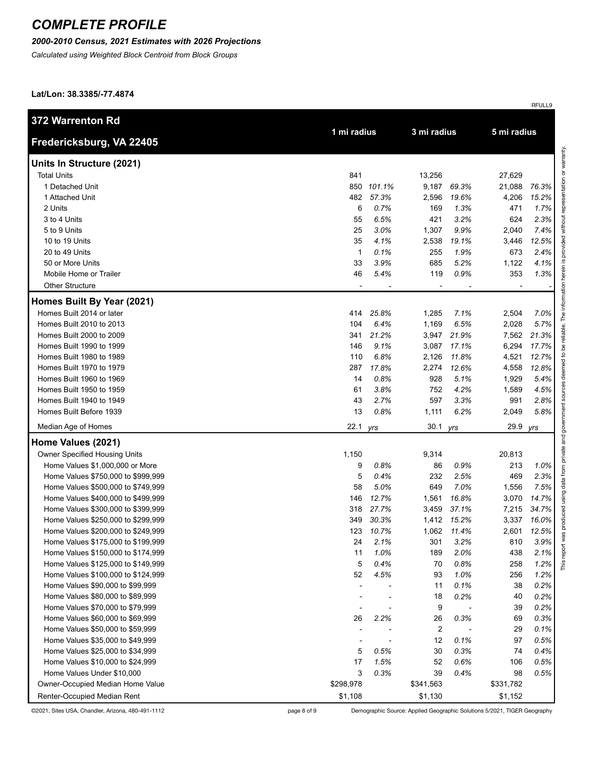# COMPLETE PROFILE

*2000-2010 Census, 2021 Estimates with 2026 Projections*

*Calculated using Weighted Block Centroid from Block Groups*

**Lat/Lon: 38.3385/-77.4874**

RFULL9

| 372 Warrenton Rd<br>Fredericksburg, VA 22405 | 1 mi radius | | 3 mi radius | | 5 mi radius | |
|---|---|---|---|---|---|---|
| **Units In Structure (2021)** | | | | | | |
| Total Units | 841 | | 13,256 | | 27,629 | |
| 1 Detached Unit | 850 | 101.1% | 9,187 | 69.3% | 21,088 | 76.3% |
| 1 Attached Unit | 482 | 57.3% | 2,596 | 19.6% | 4,206 | 15.2% |
| 2 Units | 6 | 0.7% | 169 | 1.3% | 471 | 1.7% |
| 3 to 4 Units | 55 | 6.5% | 421 | 3.2% | 624 | 2.3% |
| 5 to 9 Units | 25 | 3.0% | 1,307 | 9.9% | 2,040 | 7.4% |
| 10 to 19 Units | 35 | 4.1% | 2,538 | 19.1% | 3,446 | 12.5% |
| 20 to 49 Units | 1 | 0.1% | 255 | 1.9% | 673 | 2.4% |
| 50 or More Units | 33 | 3.9% | 685 | 5.2% | 1,122 | 4.1% |
| Mobile Home or Trailer | 46 | 5.4% | 119 | 0.9% | 353 | 1.3% |
| Other Structure | - | - | - | - | - | - |
| **Homes Built By Year (2021)** | | | | | | |
| Homes Built 2014 or later | 414 | 25.8% | 1,285 | 7.1% | 2,504 | 7.0% |
| Homes Built 2010 to 2013 | 104 | 6.4% | 1,169 | 6.5% | 2,028 | 5.7% |
| Homes Built 2000 to 2009 | 341 | 21.2% | 3,947 | 21.9% | 7,562 | 21.3% |
| Homes Built 1990 to 1999 | 146 | 9.1% | 3,087 | 17.1% | 6,294 | 17.7% |
| Homes Built 1980 to 1989 | 110 | 6.8% | 2,126 | 11.8% | 4,521 | 12.7% |
| Homes Built 1970 to 1979 | 287 | 17.8% | 2,274 | 12.6% | 4,558 | 12.8% |
| Homes Built 1960 to 1969 | 14 | 0.8% | 928 | 5.1% | 1,929 | 5.4% |
| Homes Built 1950 to 1959 | 61 | 3.8% | 752 | 4.2% | 1,589 | 4.5% |
| Homes Built 1940 to 1949 | 43 | 2.7% | 597 | 3.3% | 991 | 2.8% |
| Homes Built Before 1939 | 13 | 0.8% | 1,111 | 6.2% | 2,049 | 5.8% |
| Median Age of Homes | 22.1 | yrs | 30.1 | yrs | 29.9 | yrs |
| **Home Values (2021)** | | | | | | |
| Owner Specified Housing Units | 1,150 | | 9,314 | | 20,813 | |
| Home Values $1,000,000 or More | 9 | 0.8% | 86 | 0.9% | 213 | 1.0% |
| Home Values $750,000 to $999,999 | 5 | 0.4% | 232 | 2.5% | 469 | 2.3% |
| Home Values $500,000 to $749,999 | 58 | 5.0% | 649 | 7.0% | 1,556 | 7.5% |
| Home Values $400,000 to $499,999 | 146 | 12.7% | 1,561 | 16.8% | 3,070 | 14.7% |
| Home Values $300,000 to $399,999 | 318 | 27.7% | 3,459 | 37.1% | 7,215 | 34.7% |
| Home Values $250,000 to $299,999 | 349 | 30.3% | 1,412 | 15.2% | 3,337 | 16.0% |
| Home Values $200,000 to $249,999 | 123 | 10.7% | 1,062 | 11.4% | 2,601 | 12.5% |
| Home Values $175,000 to $199,999 | 24 | 2.1% | 301 | 3.2% | 810 | 3.9% |
| Home Values $150,000 to $174,999 | 11 | 1.0% | 189 | 2.0% | 438 | 2.1% |
| Home Values $125,000 to $149,999 | 5 | 0.4% | 70 | 0.8% | 258 | 1.2% |
| Home Values $100,000 to $124,999 | 52 | 4.5% | 93 | 1.0% | 256 | 1.2% |
| Home Values $90,000 to $99,999 | - | - | 11 | 0.1% | 38 | 0.2% |
| Home Values $80,000 to $89,999 | - | - | 18 | 0.2% | 40 | 0.2% |
| Home Values $70,000 to $79,999 | - | - | 9 | - | 39 | 0.2% |
| Home Values $60,000 to $69,999 | 26 | 2.2% | 26 | 0.3% | 69 | 0.3% |
| Home Values $50,000 to $59,999 | - | - | 2 | - | 29 | 0.1% |
| Home Values $35,000 to $49,999 | - | - | 12 | 0.1% | 97 | 0.5% |
| Home Values $25,000 to $34,999 | 5 | 0.5% | 30 | 0.3% | 74 | 0.4% |
| Home Values $10,000 to $24,999 | 17 | 1.5% | 52 | 0.6% | 106 | 0.5% |
| Home Values Under $10,000 | 3 | 0.3% | 39 | 0.4% | 98 | 0.5% |
| Owner-Occupied Median Home Value | $298,978 | | $341,563 | | $331,782 | |
| Renter-Occupied Median Rent | $1,108 | | $1,130 | | $1,152 | |

This report was produced using data from private and government sources deemed to be reliable. The information herein is provided without representation or warranty.

©2021, Sites USA, Chandler, Arizona, 480-491-1112

Demographic Source: Applied Geographic Solutions 5/2021, TIGER Geography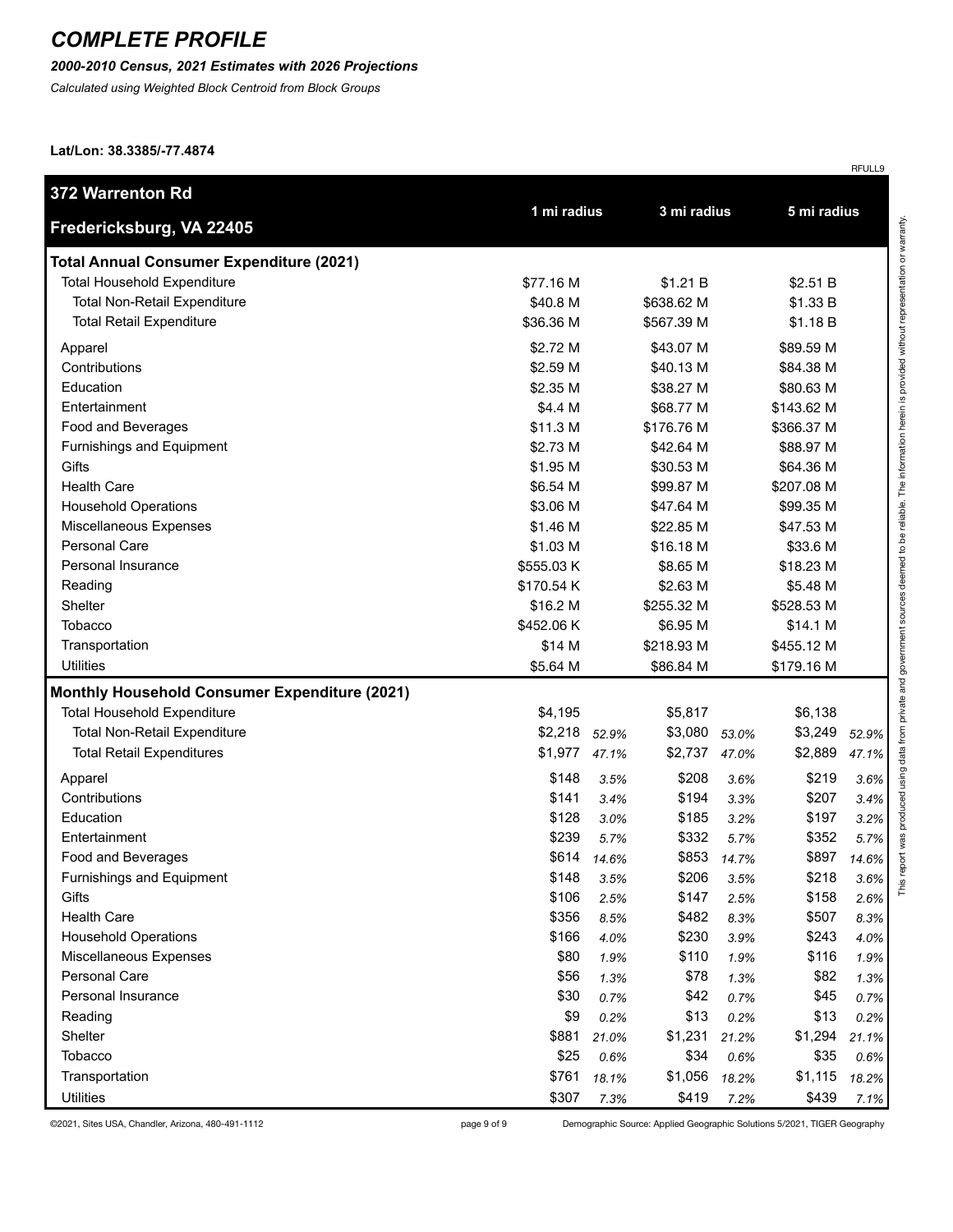# COMPLETE PROFILE

***2000-2010 Census, 2021 Estimates with 2026 Projections***

*Calculated using Weighted Block Centroid from Block Groups*

**Lat/Lon: 38.3385/-77.4874**

RFULL9

| **372 Warrenton Rd** **Fredericksburg, VA 22405** | 1 mi radius | | 3 mi radius | | 5 mi radius | |
|---|---|---|---|---|---|---|
| **Total Annual Consumer Expenditure (2021)** | | | | | | |
| Total Household Expenditure | $77.16 M | | $1.21 B | | $2.51 B | |
| Total Non-Retail Expenditure | $40.8 M | | $638.62 M | | $1.33 B | |
| Total Retail Expenditure | $36.36 M | | $567.39 M | | $1.18 B | |
| Apparel | $2.72 M | | $43.07 M | | $89.59 M | |
| Contributions | $2.59 M | | $40.13 M | | $84.38 M | |
| Education | $2.35 M | | $38.27 M | | $80.63 M | |
| Entertainment | $4.4 M | | $68.77 M | | $143.62 M | |
| Food and Beverages | $11.3 M | | $176.76 M | | $366.37 M | |
| Furnishings and Equipment | $2.73 M | | $42.64 M | | $88.97 M | |
| Gifts | $1.95 M | | $30.53 M | | $64.36 M | |
| Health Care | $6.54 M | | $99.87 M | | $207.08 M | |
| Household Operations | $3.06 M | | $47.64 M | | $99.35 M | |
| Miscellaneous Expenses | $1.46 M | | $22.85 M | | $47.53 M | |
| Personal Care | $1.03 M | | $16.18 M | | $33.6 M | |
| Personal Insurance | $555.03 K | | $8.65 M | | $18.23 M | |
| Reading | $170.54 K | | $2.63 M | | $5.48 M | |
| Shelter | $16.2 M | | $255.32 M | | $528.53 M | |
| Tobacco | $452.06 K | | $6.95 M | | $14.1 M | |
| Transportation | $14 M | | $218.93 M | | $455.12 M | |
| Utilities | $5.64 M | | $86.84 M | | $179.16 M | |
| **Monthly Household Consumer Expenditure (2021)** | | | | | | |
| Total Household Expenditure | $4,195 | | $5,817 | | $6,138 | |
| Total Non-Retail Expenditure | $2,218 | *52.9%* | $3,080 | *53.0%* | $3,249 | *52.9%* |
| Total Retail Expenditures | $1,977 | *47.1%* | $2,737 | *47.0%* | $2,889 | *47.1%* |
| Apparel | $148 | *3.5%* | $208 | *3.6%* | $219 | *3.6%* |
| Contributions | $141 | *3.4%* | $194 | *3.3%* | $207 | *3.4%* |
| Education | $128 | *3.0%* | $185 | *3.2%* | $197 | *3.2%* |
| Entertainment | $239 | *5.7%* | $332 | *5.7%* | $352 | *5.7%* |
| Food and Beverages | $614 | *14.6%* | $853 | *14.7%* | $897 | *14.6%* |
| Furnishings and Equipment | $148 | *3.5%* | $206 | *3.5%* | $218 | *3.6%* |
| Gifts | $106 | *2.5%* | $147 | *2.5%* | $158 | *2.6%* |
| Health Care | $356 | *8.5%* | $482 | *8.3%* | $507 | *8.3%* |
| Household Operations | $166 | *4.0%* | $230 | *3.9%* | $243 | *4.0%* |
| Miscellaneous Expenses | $80 | *1.9%* | $110 | *1.9%* | $116 | *1.9%* |
| Personal Care | $56 | *1.3%* | $78 | *1.3%* | $82 | *1.3%* |
| Personal Insurance | $30 | *0.7%* | $42 | *0.7%* | $45 | *0.7%* |
| Reading | $9 | *0.2%* | $13 | *0.2%* | $13 | *0.2%* |
| Shelter | $881 | *21.0%* | $1,231 | *21.2%* | $1,294 | *21.1%* |
| Tobacco | $25 | *0.6%* | $34 | *0.6%* | $35 | *0.6%* |
| Transportation | $761 | *18.1%* | $1,056 | *18.2%* | $1,115 | *18.2%* |
| Utilities | $307 | *7.3%* | $419 | *7.2%* | $439 | *7.1%* |

This report was produced using data from private and government sources deemed to be reliable. The information herein is provided without representation or warranty.

©2021, Sites USA, Chandler, Arizona, 480-491-1112

Demographic Source: Applied Geographic Solutions 5/2021, TIGER Geography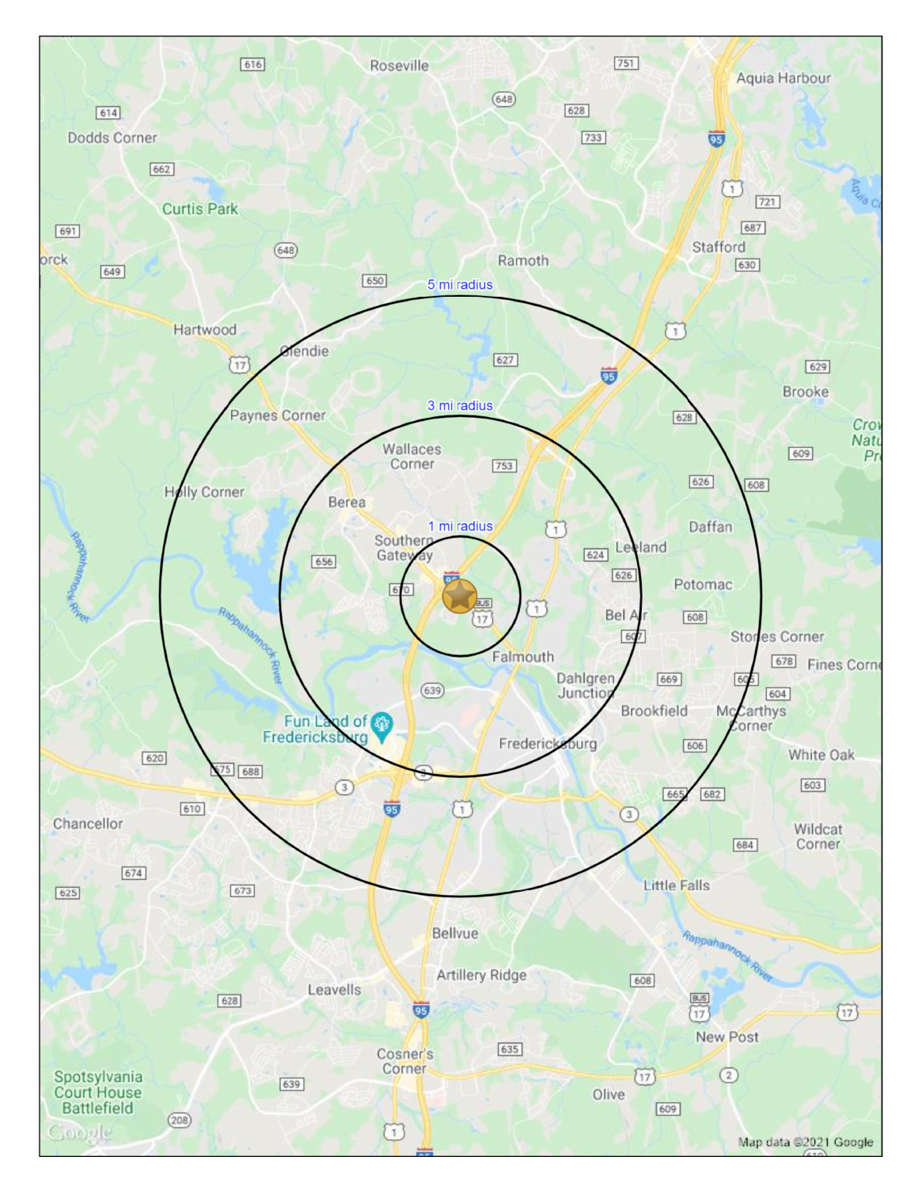5 mi radius

3 mi radius

1 mi radius

Map data ©2021 Google